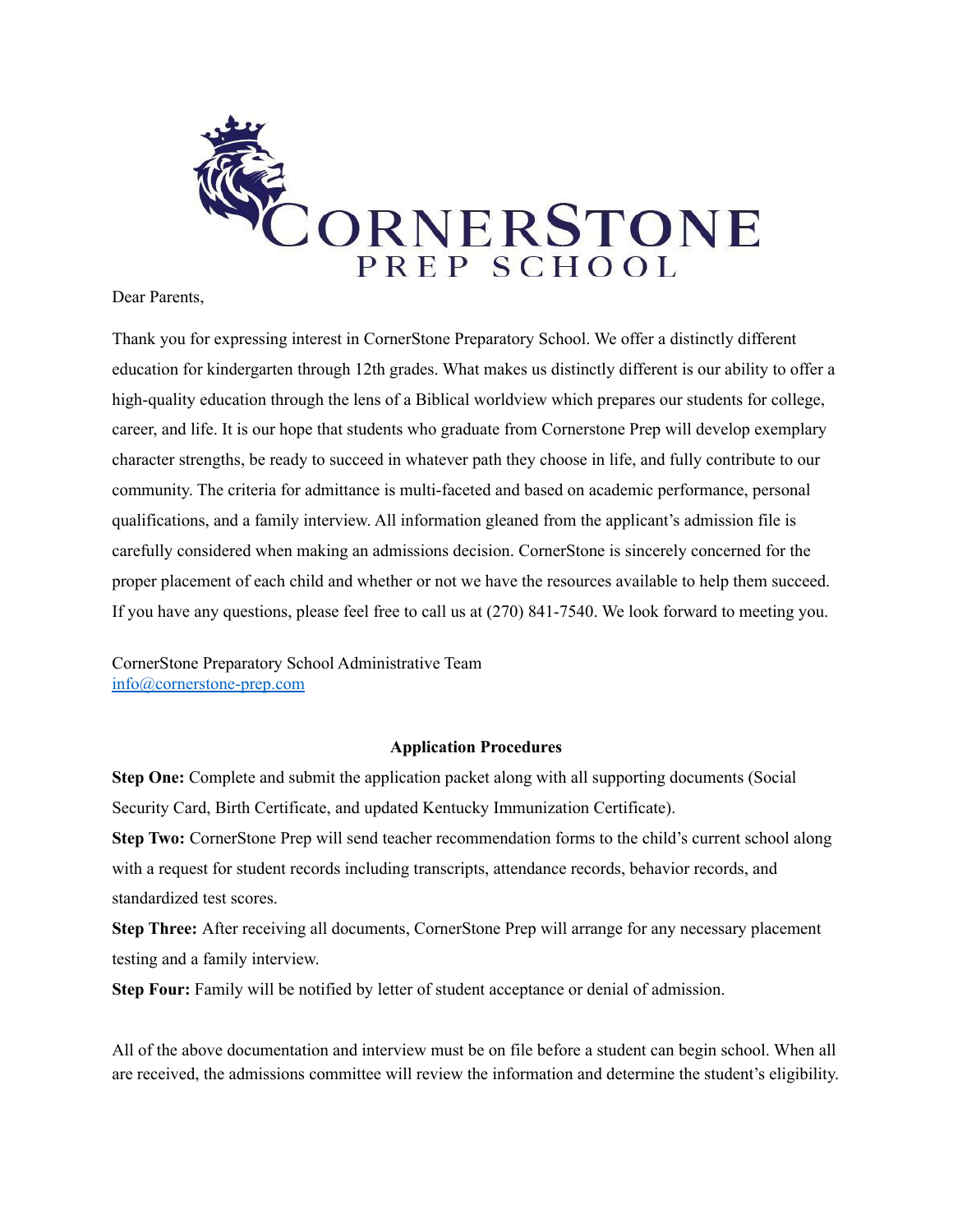# CornerStone Prep School

Dear Parents,

Thank you for expressing interest in CornerStone Preparatory School. We offer a distinctly different education for kindergarten through 12th grades. What makes us distinctly different is our ability to offer a high-quality education through the lens of a Biblical worldview which prepares our students for college, career, and life. It is our hope that students who graduate from Cornerstone Prep will develop exemplary character strengths, be ready to succeed in whatever path they choose in life, and fully contribute to our community. The criteria for admittance is multi-faceted and based on academic performance, personal qualifications, and a family interview. All information gleaned from the applicant's admission file is carefully considered when making an admissions decision. CornerStone is sincerely concerned for the proper placement of each child and whether or not we have the resources available to help them succeed. If you have any questions, please feel free to call us at (270) 841-7540. We look forward to meeting you.

CornerStone Preparatory School Administrative Team
info@cornerstone-prep.com

## Application Procedures

**Step One:** Complete and submit the application packet along with all supporting documents (Social Security Card, Birth Certificate, and updated Kentucky Immunization Certificate).

**Step Two:** CornerStone Prep will send teacher recommendation forms to the child's current school along with a request for student records including transcripts, attendance records, behavior records, and standardized test scores.

**Step Three:** After receiving all documents, CornerStone Prep will arrange for any necessary placement testing and a family interview.

**Step Four:** Family will be notified by letter of student acceptance or denial of admission.

All of the above documentation and interview must be on file before a student can begin school. When all are received, the admissions committee will review the information and determine the student's eligibility.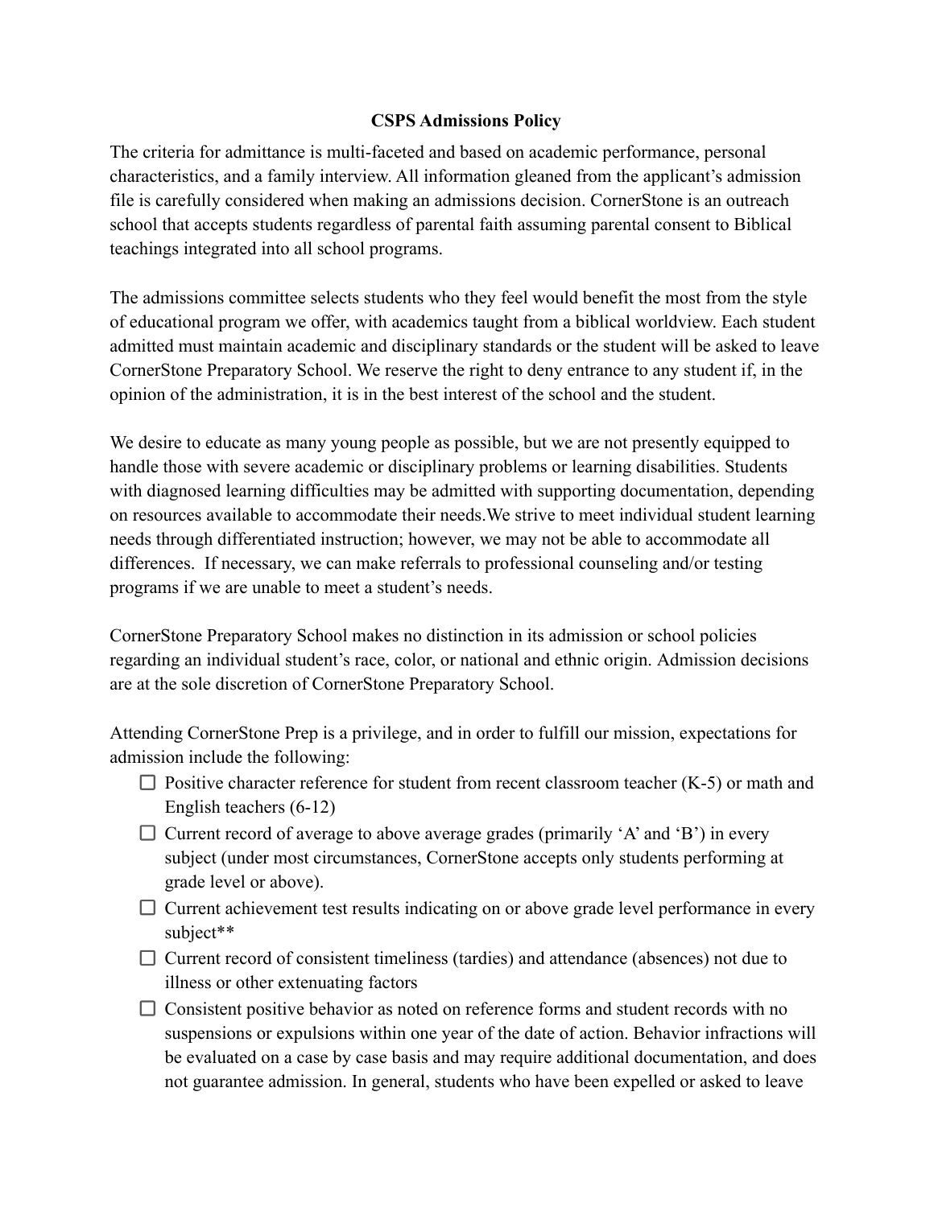**CSPS Admissions Policy**

The criteria for admittance is multi-faceted and based on academic performance, personal characteristics, and a family interview. All information gleaned from the applicant's admission file is carefully considered when making an admissions decision. CornerStone is an outreach school that accepts students regardless of parental faith assuming parental consent to Biblical teachings integrated into all school programs.

The admissions committee selects students who they feel would benefit the most from the style of educational program we offer, with academics taught from a biblical worldview. Each student admitted must maintain academic and disciplinary standards or the student will be asked to leave CornerStone Preparatory School. We reserve the right to deny entrance to any student if, in the opinion of the administration, it is in the best interest of the school and the student.

We desire to educate as many young people as possible, but we are not presently equipped to handle those with severe academic or disciplinary problems or learning disabilities. Students with diagnosed learning difficulties may be admitted with supporting documentation, depending on resources available to accommodate their needs.We strive to meet individual student learning needs through differentiated instruction; however, we may not be able to accommodate all differences. If necessary, we can make referrals to professional counseling and/or testing programs if we are unable to meet a student's needs.

CornerStone Preparatory School makes no distinction in its admission or school policies regarding an individual student's race, color, or national and ethnic origin. Admission decisions are at the sole discretion of CornerStone Preparatory School.

Attending CornerStone Prep is a privilege, and in order to fulfill our mission, expectations for admission include the following:

- [ ] Positive character reference for student from recent classroom teacher (K-5) or math and English teachers (6-12)
- [ ] Current record of average to above average grades (primarily 'A' and 'B') in every subject (under most circumstances, CornerStone accepts only students performing at grade level or above).
- [ ] Current achievement test results indicating on or above grade level performance in every subject**
- [ ] Current record of consistent timeliness (tardies) and attendance (absences) not due to illness or other extenuating factors
- [ ] Consistent positive behavior as noted on reference forms and student records with no suspensions or expulsions within one year of the date of action. Behavior infractions will be evaluated on a case by case basis and may require additional documentation, and does not guarantee admission. In general, students who have been expelled or asked to leave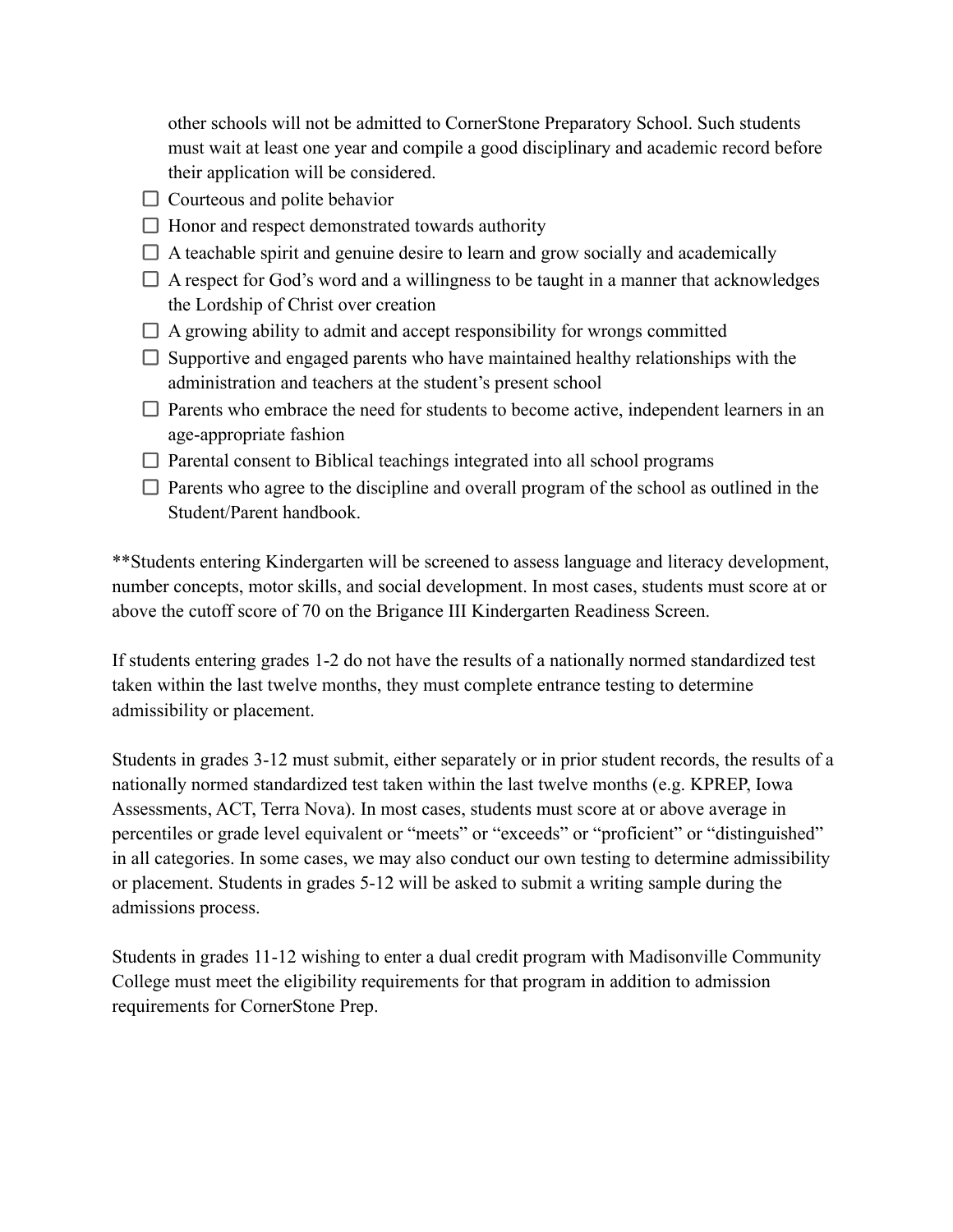other schools will not be admitted to CornerStone Preparatory School. Such students must wait at least one year and compile a good disciplinary and academic record before their application will be considered.

- ☐ Courteous and polite behavior
- ☐ Honor and respect demonstrated towards authority
- ☐ A teachable spirit and genuine desire to learn and grow socially and academically
- ☐ A respect for God's word and a willingness to be taught in a manner that acknowledges the Lordship of Christ over creation
- ☐ A growing ability to admit and accept responsibility for wrongs committed
- ☐ Supportive and engaged parents who have maintained healthy relationships with the administration and teachers at the student's present school
- ☐ Parents who embrace the need for students to become active, independent learners in an age-appropriate fashion
- ☐ Parental consent to Biblical teachings integrated into all school programs
- ☐ Parents who agree to the discipline and overall program of the school as outlined in the Student/Parent handbook.

**Students entering Kindergarten will be screened to assess language and literacy development, number concepts, motor skills, and social development. In most cases, students must score at or above the cutoff score of 70 on the Brigance III Kindergarten Readiness Screen.

If students entering grades 1-2 do not have the results of a nationally normed standardized test taken within the last twelve months, they must complete entrance testing to determine admissibility or placement.

Students in grades 3-12 must submit, either separately or in prior student records, the results of a nationally normed standardized test taken within the last twelve months (e.g. KPREP, Iowa Assessments, ACT, Terra Nova). In most cases, students must score at or above average in percentiles or grade level equivalent or "meets" or "exceeds" or "proficient" or "distinguished" in all categories. In some cases, we may also conduct our own testing to determine admissibility or placement. Students in grades 5-12 will be asked to submit a writing sample during the admissions process.

Students in grades 11-12 wishing to enter a dual credit program with Madisonville Community College must meet the eligibility requirements for that program in addition to admission requirements for CornerStone Prep.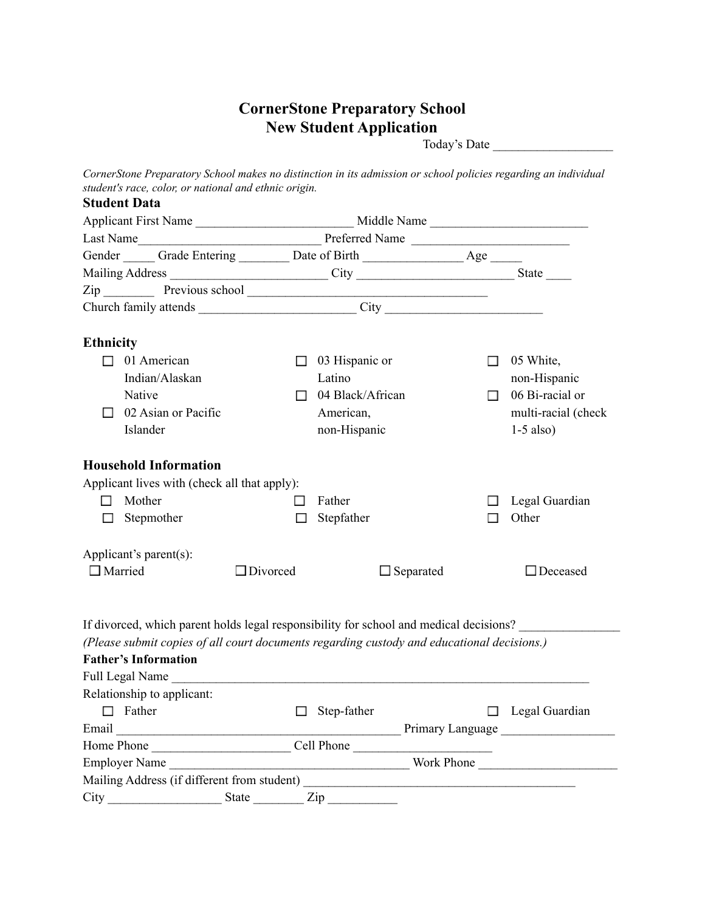# CornerStone Preparatory School
## New Student Application

Today's Date ___________________

*CornerStone Preparatory School makes no distinction in its admission or school policies regarding an individual student's race, color, or national and ethnic origin.*

### Student Data

Applicant First Name _________________________ Middle Name _________________________

Last Name_____________________________ Preferred Name _________________________

Gender _____ Grade Entering ________ Date of Birth _______________ Age _____

Mailing Address _________________________ City _________________________ State ____

Zip ________ Previous school ______________________________________

Church family attends _________________________ City _________________________

### Ethnicity

- ☐ 01 American Indian/Alaskan Native
- ☐ 02 Asian or Pacific Islander
- ☐ 03 Hispanic or Latino
- ☐ 04 Black/African American, non-Hispanic
- ☐ 05 White, non-Hispanic
- ☐ 06 Bi-racial or multi-racial (check 1-5 also)

### Household Information

Applicant lives with (check all that apply):

- ☐ Mother
- ☐ Stepmother
- ☐ Father
- ☐ Stepfather
- ☐ Legal Guardian
- ☐ Other

Applicant's parent(s):

☐ Married ☐ Divorced ☐ Separated ☐ Deceased

If divorced, which parent holds legal responsibility for school and medical decisions? _______________

*(Please submit copies of all court documents regarding custody and educational decisions.)*

### Father's Information

Full Legal Name ____________________________________________________________________

Relationship to applicant:

☐ Father ☐ Step-father ☐ Legal Guardian

Email _____________________________________________ Primary Language __________________

Home Phone ______________________ Cell Phone ______________________

Employer Name ______________________________________ Work Phone ______________________

Mailing Address (if different from student) ___________________________________________

City __________________ State ________ Zip ___________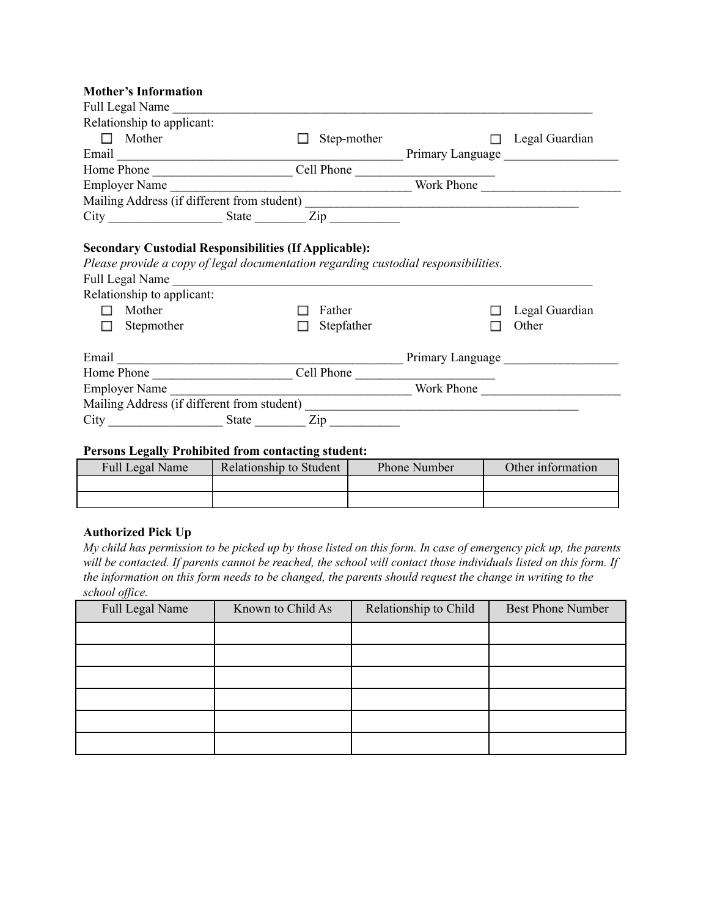**Mother's Information**

Full Legal Name ______________________________________________________________________

Relationship to applicant:

- ☐ Mother
- ☐ Step-mother
- ☐ Legal Guardian

Email _______________________________________________ Primary Language __________________

Home Phone ______________________ Cell Phone ______________________

Employer Name ________________________________________ Work Phone ______________________

Mailing Address (if different from student) ___________________________________________

City __________________ State ________ Zip ___________

**Secondary Custodial Responsibilities (If Applicable):**

*Please provide a copy of legal documentation regarding custodial responsibilities.*

Full Legal Name ______________________________________________________________________

Relationship to applicant:

- ☐ Mother
- ☐ Father
- ☐ Legal Guardian
- ☐ Stepmother
- ☐ Stepfather
- ☐ Other

Email _______________________________________________ Primary Language __________________

Home Phone ______________________ Cell Phone ______________________

Employer Name ________________________________________ Work Phone ______________________

Mailing Address (if different from student) ___________________________________________

City __________________ State ________ Zip ___________

**Persons Legally Prohibited from contacting student:**

| Full Legal Name | Relationship to Student | Phone Number | Other information |
|---|---|---|---|
| | | | |
| | | | |

**Authorized Pick Up**

*My child has permission to be picked up by those listed on this form. In case of emergency pick up, the parents will be contacted. If parents cannot be reached, the school will contact those individuals listed on this form. If the information on this form needs to be changed, the parents should request the change in writing to the school office.*

| Full Legal Name | Known to Child As | Relationship to Child | Best Phone Number |
|---|---|---|---|
| | | | |
| | | | |
| | | | |
| | | | |
| | | | |
| | | | |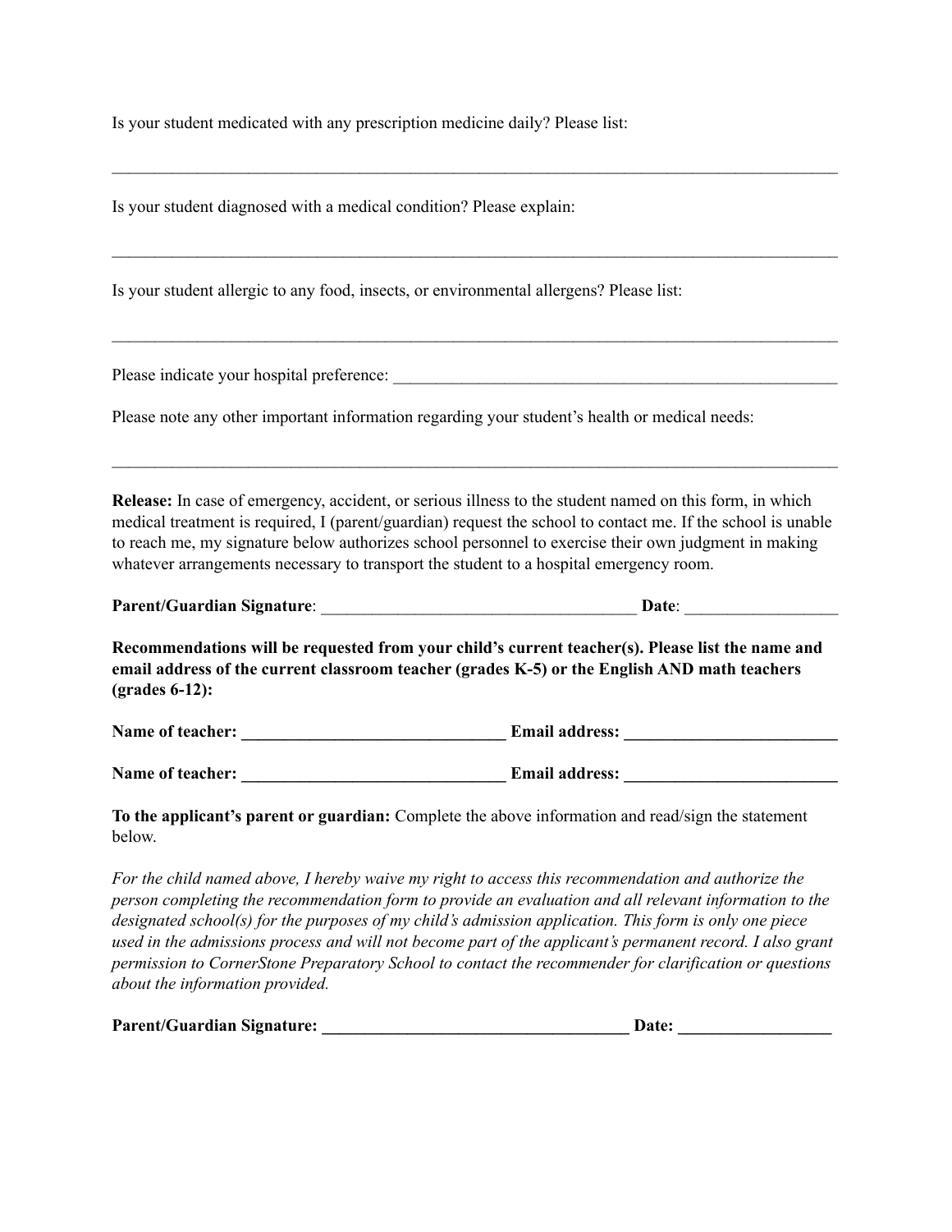Is your student medicated with any prescription medicine daily? Please list:

______________________________________________________________________________________

Is your student diagnosed with a medical condition? Please explain:

______________________________________________________________________________________

Is your student allergic to any food, insects, or environmental allergens? Please list:

______________________________________________________________________________________

Please indicate your hospital preference: ______________________________________________________

Please note any other important information regarding your student's health or medical needs:

______________________________________________________________________________________

**Release:** In case of emergency, accident, or serious illness to the student named on this form, in which medical treatment is required, I (parent/guardian) request the school to contact me. If the school is unable to reach me, my signature below authorizes school personnel to exercise their own judgment in making whatever arrangements necessary to transport the student to a hospital emergency room.

**Parent/Guardian Signature**: _____________________________________ **Date**: _________________

**Recommendations will be requested from your child's current teacher(s). Please list the name and email address of the current classroom teacher (grades K-5) or the English AND math teachers (grades 6-12):**

**Name of teacher: _______________________________ Email address: _________________________**

**Name of teacher: _______________________________ Email address: _________________________**

**To the applicant's parent or guardian:** Complete the above information and read/sign the statement below.

*For the child named above, I hereby waive my right to access this recommendation and authorize the person completing the recommendation form to provide an evaluation and all relevant information to the designated school(s) for the purposes of my child's admission application. This form is only one piece used in the admissions process and will not become part of the applicant's permanent record. I also grant permission to CornerStone Preparatory School to contact the recommender for clarification or questions about the information provided.*

**Parent/Guardian Signature: ____________________________________ Date: __________________**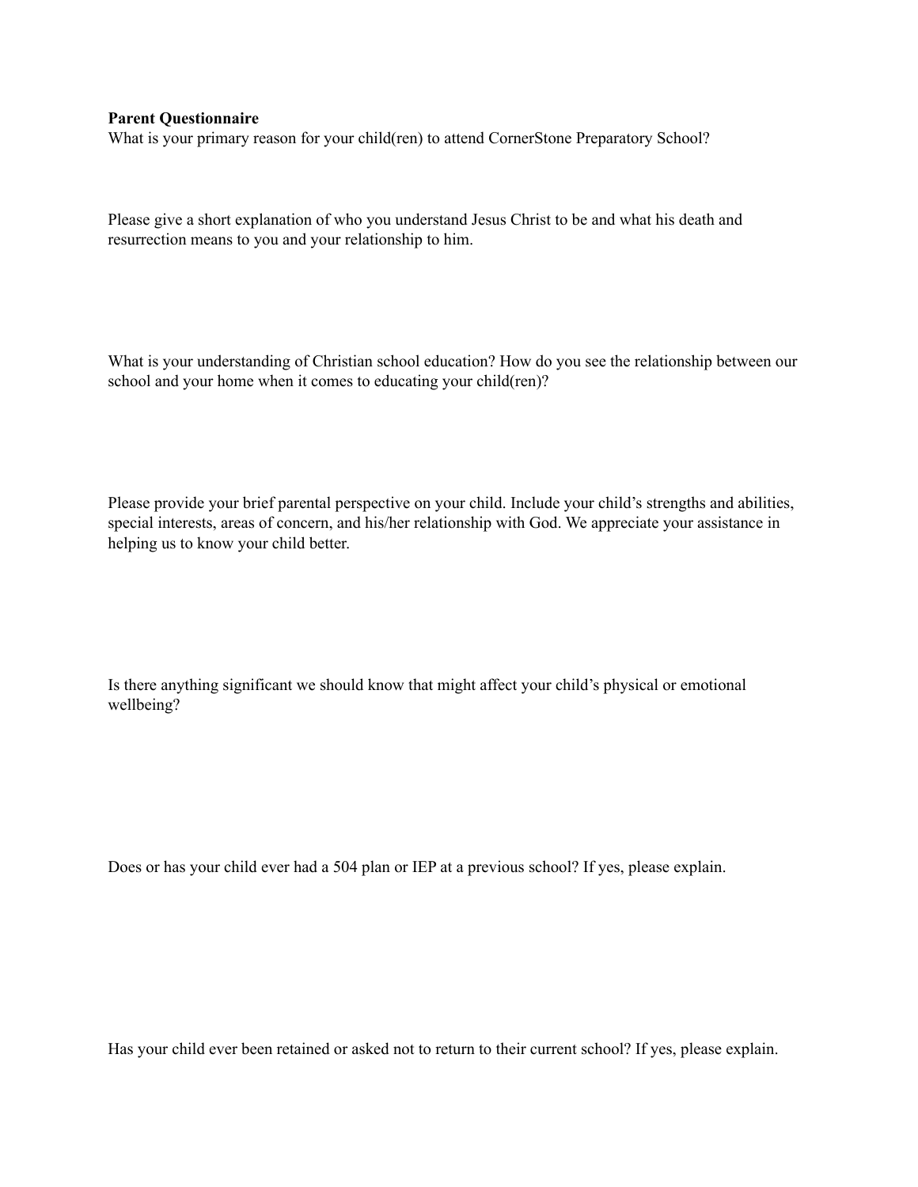**Parent Questionnaire**

What is your primary reason for your child(ren) to attend CornerStone Preparatory School?

Please give a short explanation of who you understand Jesus Christ to be and what his death and resurrection means to you and your relationship to him.

What is your understanding of Christian school education? How do you see the relationship between our school and your home when it comes to educating your child(ren)?

Please provide your brief parental perspective on your child. Include your child's strengths and abilities, special interests, areas of concern, and his/her relationship with God. We appreciate your assistance in helping us to know your child better.

Is there anything significant we should know that might affect your child's physical or emotional wellbeing?

Does or has your child ever had a 504 plan or IEP at a previous school? If yes, please explain.

Has your child ever been retained or asked not to return to their current school? If yes, please explain.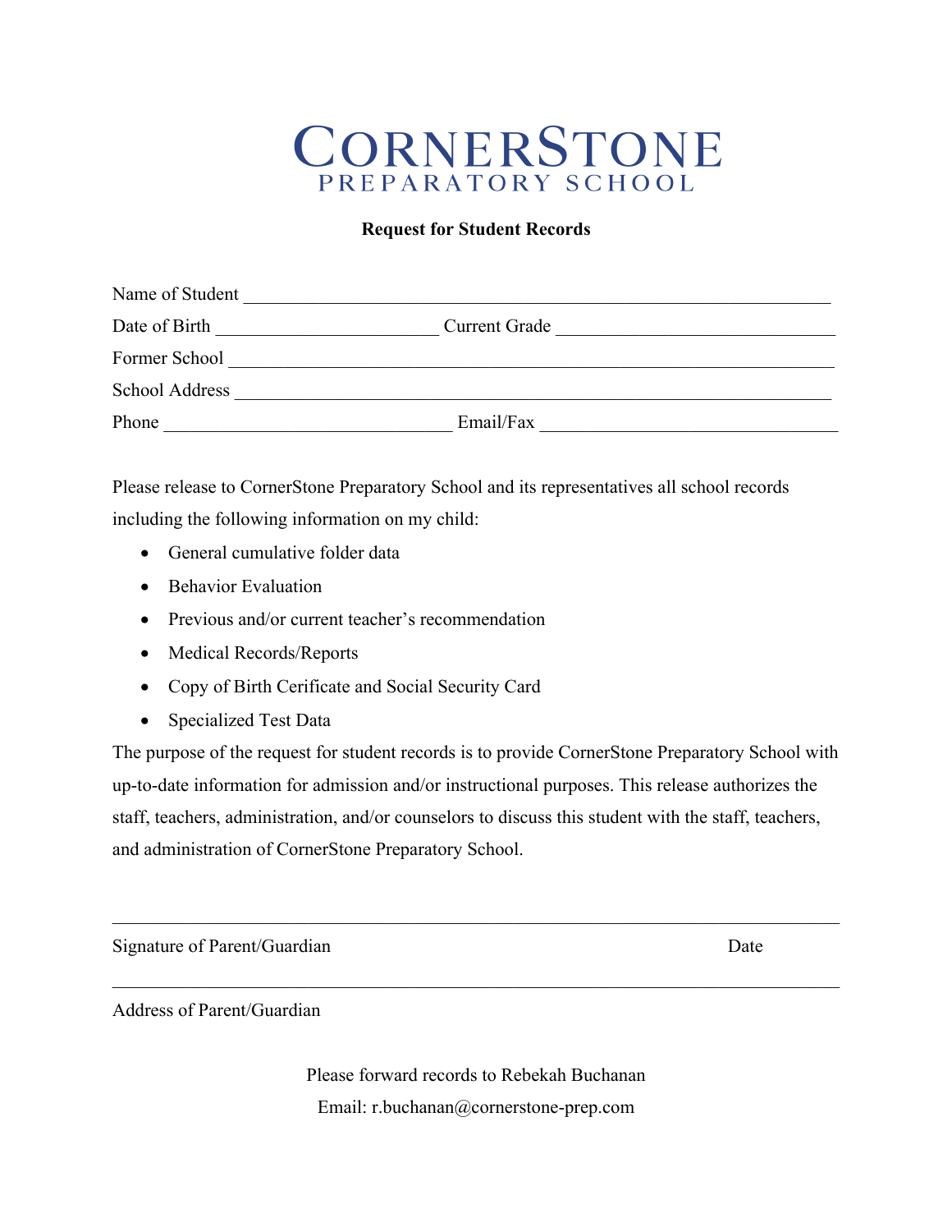# CornerStone
## PREPARATORY SCHOOL

**Request for Student Records**

Name of Student ___________________________________________________________

Date of Birth ________________________ Current Grade ____________________________

Former School ______________________________________________________________

School Address _____________________________________________________________

Phone _______________________________ Email/Fax _______________________________

Please release to CornerStone Preparatory School and its representatives all school records including the following information on my child:

- General cumulative folder data
- Behavior Evaluation
- Previous and/or current teacher's recommendation
- Medical Records/Reports
- Copy of Birth Cerificate and Social Security Card
- Specialized Test Data

The purpose of the request for student records is to provide CornerStone Preparatory School with up-to-date information for admission and/or instructional purposes. This release authorizes the staff, teachers, administration, and/or counselors to discuss this student with the staff, teachers, and administration of CornerStone Preparatory School.

______________________________________________________________________________

Signature of Parent/Guardian Date

______________________________________________________________________________

Address of Parent/Guardian

Please forward records to Rebekah Buchanan

Email: r.buchanan@cornerstone-prep.com